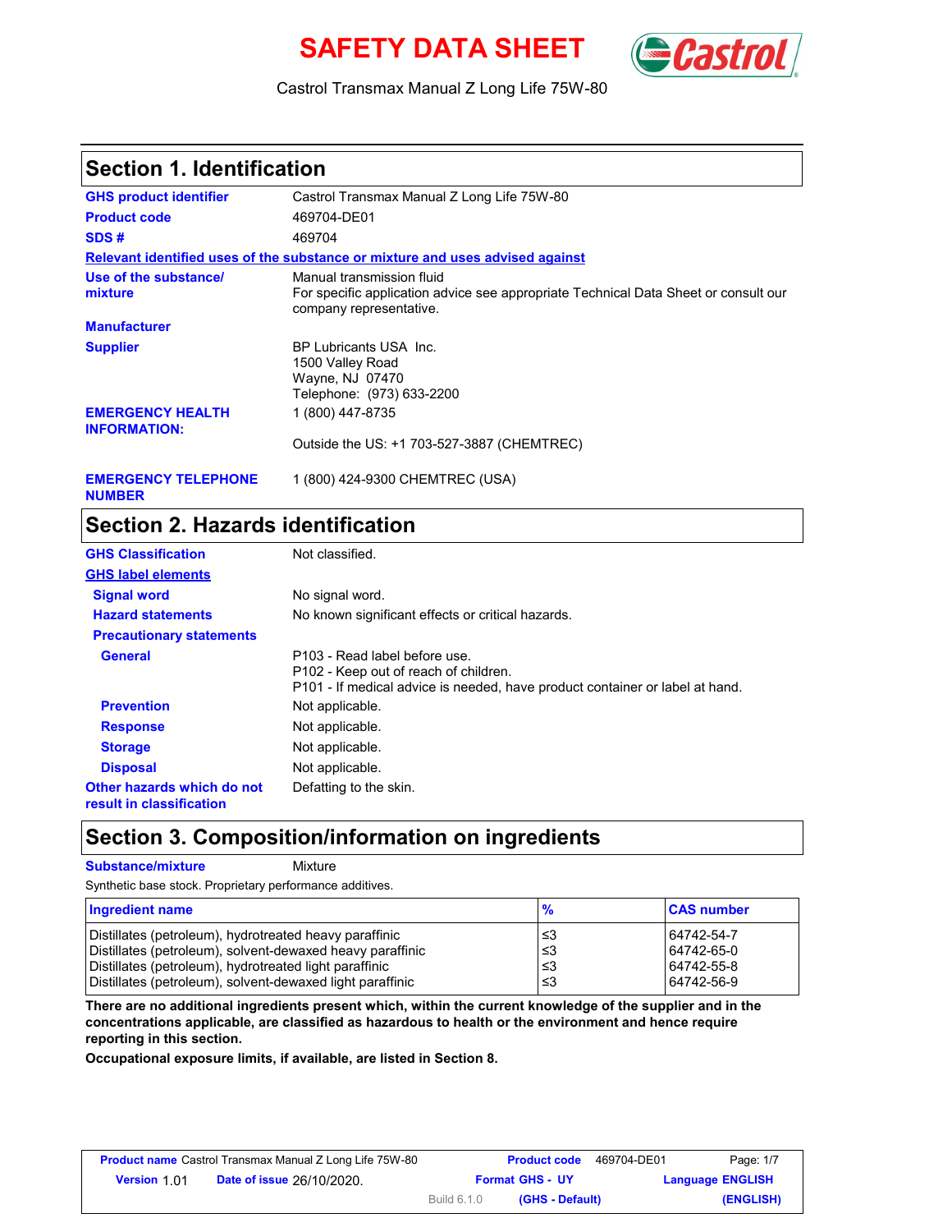# SAFETY DATA SHEET

Castrol Transmax Manual Z Long Life 75W-80

## Section 1. Identification

**GHS product identifier**: Castrol Transmax Manual Z Long Life 75W-80

**Product code**: 469704-DE01

**SDS #**: 469704

**Relevant identified uses of the substance or mixture and uses advised against**

**Use of the substance/ mixture**: Manual transmission fluid
For specific application advice see appropriate Technical Data Sheet or consult our company representative.

**Manufacturer**

**Supplier**: BP Lubricants USA Inc.
1500 Valley Road
Wayne, NJ 07470
Telephone: (973) 633-2200

**EMERGENCY HEALTH INFORMATION:** 1 (800) 447-8735

Outside the US: +1 703-527-3887 (CHEMTREC)

**EMERGENCY TELEPHONE NUMBER**: 1 (800) 424-9300 CHEMTREC (USA)

## Section 2. Hazards identification

**GHS Classification**: Not classified.

**GHS label elements**

**Signal word**: No signal word.

**Hazard statements**: No known significant effects or critical hazards.

**Precautionary statements**

**General**: P103 - Read label before use.
P102 - Keep out of reach of children.
P101 - If medical advice is needed, have product container or label at hand.

**Prevention**: Not applicable.

**Response**: Not applicable.

**Storage**: Not applicable.

**Disposal**: Not applicable.

**Other hazards which do not result in classification**: Defatting to the skin.

## Section 3. Composition/information on ingredients

**Substance/mixture**: Mixture

Synthetic base stock. Proprietary performance additives.

| Ingredient name | % | CAS number |
|---|---|---|
| Distillates (petroleum), hydrotreated heavy paraffinic | ≤3 | 64742-54-7 |
| Distillates (petroleum), solvent-dewaxed heavy paraffinic | ≤3 | 64742-65-0 |
| Distillates (petroleum), hydrotreated light paraffinic | ≤3 | 64742-55-8 |
| Distillates (petroleum), solvent-dewaxed light paraffinic | ≤3 | 64742-56-9 |

**There are no additional ingredients present which, within the current knowledge of the supplier and in the concentrations applicable, are classified as hazardous to health or the environment and hence require reporting in this section.**

**Occupational exposure limits, if available, are listed in Section 8.**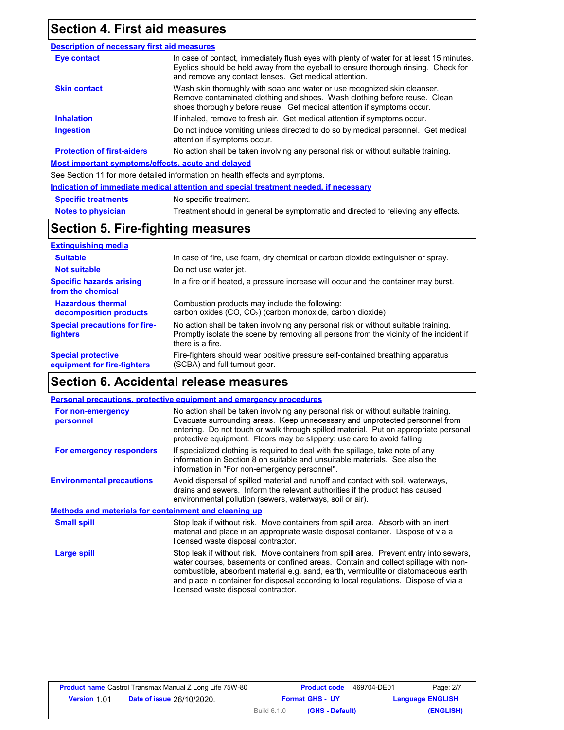## Section 4. First aid measures

### Description of necessary first aid measures

| | |
|---|---|
| **Eye contact** | In case of contact, immediately flush eyes with plenty of water for at least 15 minutes. Eyelids should be held away from the eyeball to ensure thorough rinsing. Check for and remove any contact lenses. Get medical attention. |
| **Skin contact** | Wash skin thoroughly with soap and water or use recognized skin cleanser. Remove contaminated clothing and shoes. Wash clothing before reuse. Clean shoes thoroughly before reuse. Get medical attention if symptoms occur. |
| **Inhalation** | If inhaled, remove to fresh air. Get medical attention if symptoms occur. |
| **Ingestion** | Do not induce vomiting unless directed to do so by medical personnel. Get medical attention if symptoms occur. |
| **Protection of first-aiders** | No action shall be taken involving any personal risk or without suitable training. |

### Most important symptoms/effects, acute and delayed

See Section 11 for more detailed information on health effects and symptoms.

### Indication of immediate medical attention and special treatment needed, if necessary

| | |
|---|---|
| **Specific treatments** | No specific treatment. |
| **Notes to physician** | Treatment should in general be symptomatic and directed to relieving any effects. |

## Section 5. Fire-fighting measures

### Extinguishing media

| | |
|---|---|
| **Suitable** | In case of fire, use foam, dry chemical or carbon dioxide extinguisher or spray. |
| **Not suitable** | Do not use water jet. |
| **Specific hazards arising from the chemical** | In a fire or if heated, a pressure increase will occur and the container may burst. |
| **Hazardous thermal decomposition products** | Combustion products may include the following: carbon oxides (CO, $CO_2$) (carbon monoxide, carbon dioxide) |
| **Special precautions for fire-fighters** | No action shall be taken involving any personal risk or without suitable training. Promptly isolate the scene by removing all persons from the vicinity of the incident if there is a fire. |
| **Special protective equipment for fire-fighters** | Fire-fighters should wear positive pressure self-contained breathing apparatus (SCBA) and full turnout gear. |

## Section 6. Accidental release measures

### Personal precautions, protective equipment and emergency procedures

| | |
|---|---|
| **For non-emergency personnel** | No action shall be taken involving any personal risk or without suitable training. Evacuate surrounding areas. Keep unnecessary and unprotected personnel from entering. Do not touch or walk through spilled material. Put on appropriate personal protective equipment. Floors may be slippery; use care to avoid falling. |
| **For emergency responders** | If specialized clothing is required to deal with the spillage, take note of any information in Section 8 on suitable and unsuitable materials. See also the information in "For non-emergency personnel". |
| **Environmental precautions** | Avoid dispersal of spilled material and runoff and contact with soil, waterways, drains and sewers. Inform the relevant authorities if the product has caused environmental pollution (sewers, waterways, soil or air). |

### Methods and materials for containment and cleaning up

| | |
|---|---|
| **Small spill** | Stop leak if without risk. Move containers from spill area. Absorb with an inert material and place in an appropriate waste disposal container. Dispose of via a licensed waste disposal contractor. |
| **Large spill** | Stop leak if without risk. Move containers from spill area. Prevent entry into sewers, water courses, basements or confined areas. Contain and collect spillage with non-combustible, absorbent material e.g. sand, earth, vermiculite or diatomaceous earth and place in container for disposal according to local regulations. Dispose of via a licensed waste disposal contractor. |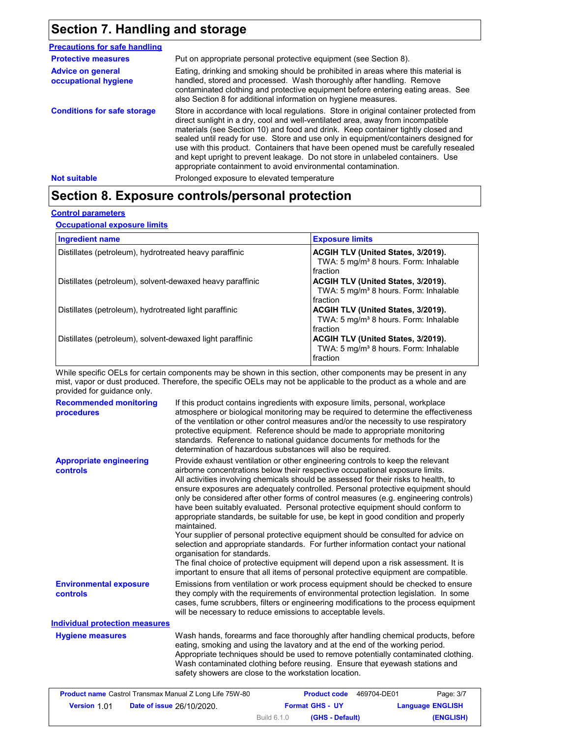## Section 7. Handling and storage

### Precautions for safe handling

**Protective measures**
Put on appropriate personal protective equipment (see Section 8).

**Advice on general occupational hygiene**
Eating, drinking and smoking should be prohibited in areas where this material is handled, stored and processed. Wash thoroughly after handling. Remove contaminated clothing and protective equipment before entering eating areas. See also Section 8 for additional information on hygiene measures.

**Conditions for safe storage**
Store in accordance with local regulations. Store in original container protected from direct sunlight in a dry, cool and well-ventilated area, away from incompatible materials (see Section 10) and food and drink. Keep container tightly closed and sealed until ready for use. Store and use only in equipment/containers designed for use with this product. Containers that have been opened must be carefully resealed and kept upright to prevent leakage. Do not store in unlabeled containers. Use appropriate containment to avoid environmental contamination.

**Not suitable**
Prolonged exposure to elevated temperature

## Section 8. Exposure controls/personal protection

### Control parameters

#### Occupational exposure limits

| Ingredient name | Exposure limits |
|---|---|
| Distillates (petroleum), hydrotreated heavy paraffinic | **ACGIH TLV (United States, 3/2019).** TWA: 5 mg/m³ 8 hours. Form: Inhalable fraction |
| Distillates (petroleum), solvent-dewaxed heavy paraffinic | **ACGIH TLV (United States, 3/2019).** TWA: 5 mg/m³ 8 hours. Form: Inhalable fraction |
| Distillates (petroleum), hydrotreated light paraffinic | **ACGIH TLV (United States, 3/2019).** TWA: 5 mg/m³ 8 hours. Form: Inhalable fraction |
| Distillates (petroleum), solvent-dewaxed light paraffinic | **ACGIH TLV (United States, 3/2019).** TWA: 5 mg/m³ 8 hours. Form: Inhalable fraction |

While specific OELs for certain components may be shown in this section, other components may be present in any mist, vapor or dust produced. Therefore, the specific OELs may not be applicable to the product as a whole and are provided for guidance only.

**Recommended monitoring procedures**
If this product contains ingredients with exposure limits, personal, workplace atmosphere or biological monitoring may be required to determine the effectiveness of the ventilation or other control measures and/or the necessity to use respiratory protective equipment. Reference should be made to appropriate monitoring standards. Reference to national guidance documents for methods for the determination of hazardous substances will also be required.

**Appropriate engineering controls**
Provide exhaust ventilation or other engineering controls to keep the relevant airborne concentrations below their respective occupational exposure limits.
All activities involving chemicals should be assessed for their risks to health, to ensure exposures are adequately controlled. Personal protective equipment should only be considered after other forms of control measures (e.g. engineering controls) have been suitably evaluated. Personal protective equipment should conform to appropriate standards, be suitable for use, be kept in good condition and properly maintained.
Your supplier of personal protective equipment should be consulted for advice on selection and appropriate standards. For further information contact your national organisation for standards.
The final choice of protective equipment will depend upon a risk assessment. It is important to ensure that all items of personal protective equipment are compatible.

**Environmental exposure controls**
Emissions from ventilation or work process equipment should be checked to ensure they comply with the requirements of environmental protection legislation. In some cases, fume scrubbers, filters or engineering modifications to the process equipment will be necessary to reduce emissions to acceptable levels.

### Individual protection measures

**Hygiene measures**
Wash hands, forearms and face thoroughly after handling chemical products, before eating, smoking and using the lavatory and at the end of the working period. Appropriate techniques should be used to remove potentially contaminated clothing. Wash contaminated clothing before reusing. Ensure that eyewash stations and safety showers are close to the workstation location.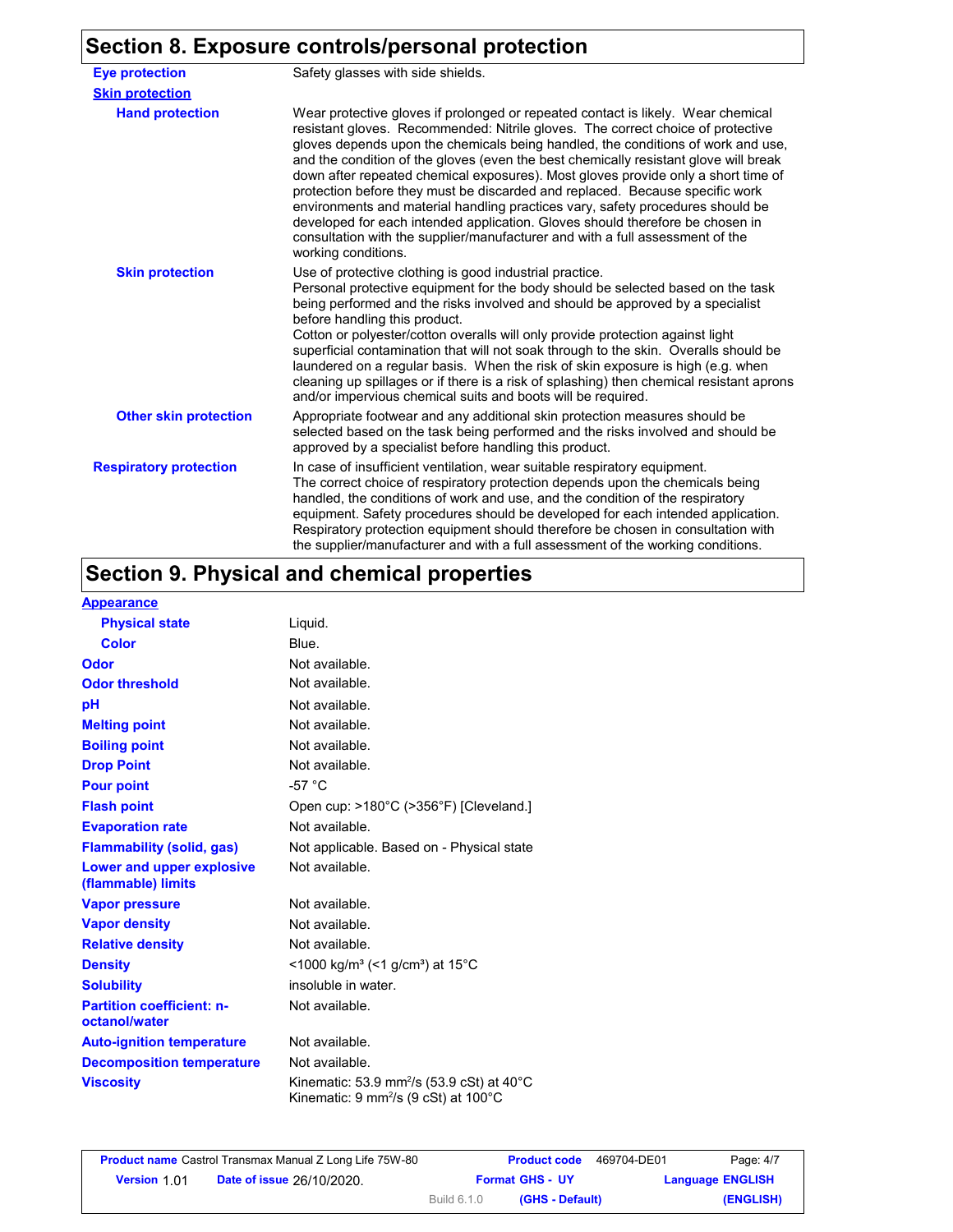## Section 8. Exposure controls/personal protection

| | |
|---|---|
| **Eye protection** | Safety glasses with side shields. |
| **Skin protection** | |
| **Hand protection** | Wear protective gloves if prolonged or repeated contact is likely. Wear chemical resistant gloves. Recommended: Nitrile gloves. The correct choice of protective gloves depends upon the chemicals being handled, the conditions of work and use, and the condition of the gloves (even the best chemically resistant glove will break down after repeated chemical exposures). Most gloves provide only a short time of protection before they must be discarded and replaced. Because specific work environments and material handling practices vary, safety procedures should be developed for each intended application. Gloves should therefore be chosen in consultation with the supplier/manufacturer and with a full assessment of the working conditions. |
| **Skin protection** | Use of protective clothing is good industrial practice. Personal protective equipment for the body should be selected based on the task being performed and the risks involved and should be approved by a specialist before handling this product. Cotton or polyester/cotton overalls will only provide protection against light superficial contamination that will not soak through to the skin. Overalls should be laundered on a regular basis. When the risk of skin exposure is high (e.g. when cleaning up spillages or if there is a risk of splashing) then chemical resistant aprons and/or impervious chemical suits and boots will be required. |
| **Other skin protection** | Appropriate footwear and any additional skin protection measures should be selected based on the task being performed and the risks involved and should be approved by a specialist before handling this product. |
| **Respiratory protection** | In case of insufficient ventilation, wear suitable respiratory equipment. The correct choice of respiratory protection depends upon the chemicals being handled, the conditions of work and use, and the condition of the respiratory equipment. Safety procedures should be developed for each intended application. Respiratory protection equipment should therefore be chosen in consultation with the supplier/manufacturer and with a full assessment of the working conditions. |

## Section 9. Physical and chemical properties

| | |
|---|---|
| **Appearance** | |
| **Physical state** | Liquid. |
| **Color** | Blue. |
| **Odor** | Not available. |
| **Odor threshold** | Not available. |
| **pH** | Not available. |
| **Melting point** | Not available. |
| **Boiling point** | Not available. |
| **Drop Point** | Not available. |
| **Pour point** | -57 °C |
| **Flash point** | Open cup: >180°C (>356°F) [Cleveland.] |
| **Evaporation rate** | Not available. |
| **Flammability (solid, gas)** | Not applicable. Based on - Physical state |
| **Lower and upper explosive (flammable) limits** | Not available. |
| **Vapor pressure** | Not available. |
| **Vapor density** | Not available. |
| **Relative density** | Not available. |
| **Density** | <1000 kg/m³ (<1 g/cm³) at 15°C |
| **Solubility** | insoluble in water. |
| **Partition coefficient: n-octanol/water** | Not available. |
| **Auto-ignition temperature** | Not available. |
| **Decomposition temperature** | Not available. |
| **Viscosity** | Kinematic: 53.9 mm²/s (53.9 cSt) at 40°C<br>Kinematic: 9 mm²/s (9 cSt) at 100°C |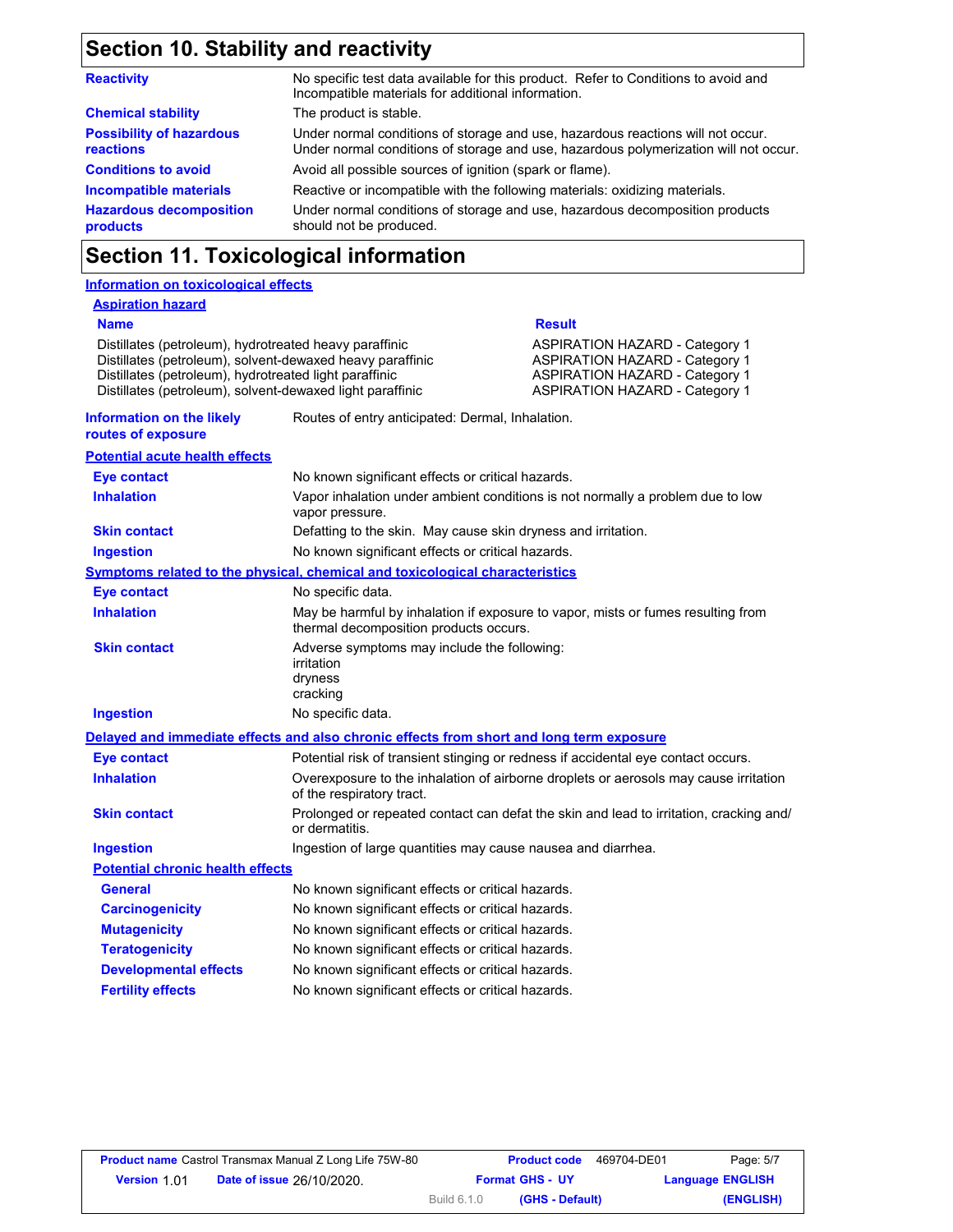## Section 10. Stability and reactivity

| | |
|---|---|
| **Reactivity** | No specific test data available for this product. Refer to Conditions to avoid and Incompatible materials for additional information. |
| **Chemical stability** | The product is stable. |
| **Possibility of hazardous reactions** | Under normal conditions of storage and use, hazardous reactions will not occur. Under normal conditions of storage and use, hazardous polymerization will not occur. |
| **Conditions to avoid** | Avoid all possible sources of ignition (spark or flame). |
| **Incompatible materials** | Reactive or incompatible with the following materials: oxidizing materials. |
| **Hazardous decomposition products** | Under normal conditions of storage and use, hazardous decomposition products should not be produced. |

## Section 11. Toxicological information

### Information on toxicological effects

#### Aspiration hazard

| Name | Result |
|---|---|
| Distillates (petroleum), hydrotreated heavy paraffinic | ASPIRATION HAZARD - Category 1 |
| Distillates (petroleum), solvent-dewaxed heavy paraffinic | ASPIRATION HAZARD - Category 1 |
| Distillates (petroleum), hydrotreated light paraffinic | ASPIRATION HAZARD - Category 1 |
| Distillates (petroleum), solvent-dewaxed light paraffinic | ASPIRATION HAZARD - Category 1 |

**Information on the likely routes of exposure**: Routes of entry anticipated: Dermal, Inhalation.

#### Potential acute health effects

| | |
|---|---|
| **Eye contact** | No known significant effects or critical hazards. |
| **Inhalation** | Vapor inhalation under ambient conditions is not normally a problem due to low vapor pressure. |
| **Skin contact** | Defatting to the skin. May cause skin dryness and irritation. |
| **Ingestion** | No known significant effects or critical hazards. |

#### Symptoms related to the physical, chemical and toxicological characteristics

| | |
|---|---|
| **Eye contact** | No specific data. |
| **Inhalation** | May be harmful by inhalation if exposure to vapor, mists or fumes resulting from thermal decomposition products occurs. |
| **Skin contact** | Adverse symptoms may include the following:<br>irritation<br>dryness<br>cracking |
| **Ingestion** | No specific data. |

#### Delayed and immediate effects and also chronic effects from short and long term exposure

| | |
|---|---|
| **Eye contact** | Potential risk of transient stinging or redness if accidental eye contact occurs. |
| **Inhalation** | Overexposure to the inhalation of airborne droplets or aerosols may cause irritation of the respiratory tract. |
| **Skin contact** | Prolonged or repeated contact can defat the skin and lead to irritation, cracking and/or dermatitis. |
| **Ingestion** | Ingestion of large quantities may cause nausea and diarrhea. |

#### Potential chronic health effects

| | |
|---|---|
| **General** | No known significant effects or critical hazards. |
| **Carcinogenicity** | No known significant effects or critical hazards. |
| **Mutagenicity** | No known significant effects or critical hazards. |
| **Teratogenicity** | No known significant effects or critical hazards. |
| **Developmental effects** | No known significant effects or critical hazards. |
| **Fertility effects** | No known significant effects or critical hazards. |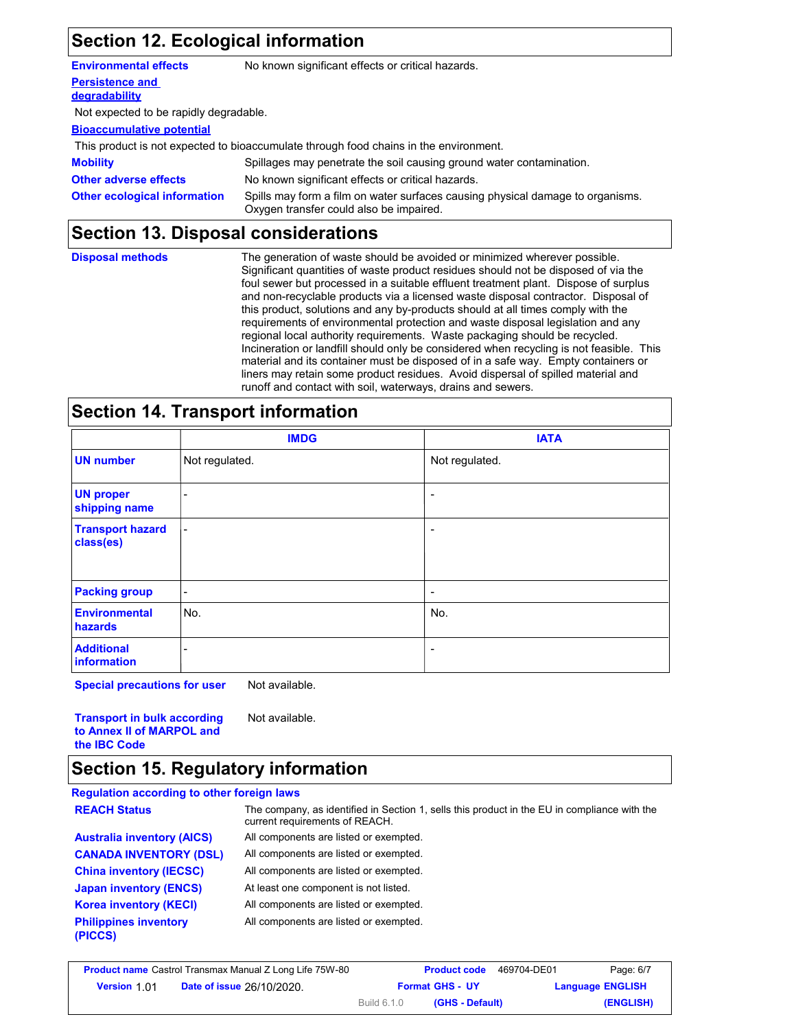## Section 12. Ecological information

**Environmental effects** No known significant effects or critical hazards.

**Persistence and degradability**

Not expected to be rapidly degradable.

**Bioaccumulative potential**

This product is not expected to bioaccumulate through food chains in the environment.

**Mobility** Spillages may penetrate the soil causing ground water contamination.

**Other adverse effects** No known significant effects or critical hazards.

**Other ecological information** Spills may form a film on water surfaces causing physical damage to organisms. Oxygen transfer could also be impaired.

## Section 13. Disposal considerations

**Disposal methods** The generation of waste should be avoided or minimized wherever possible. Significant quantities of waste product residues should not be disposed of via the foul sewer but processed in a suitable effluent treatment plant. Dispose of surplus and non-recyclable products via a licensed waste disposal contractor. Disposal of this product, solutions and any by-products should at all times comply with the requirements of environmental protection and waste disposal legislation and any regional local authority requirements. Waste packaging should be recycled. Incineration or landfill should only be considered when recycling is not feasible. This material and its container must be disposed of in a safe way. Empty containers or liners may retain some product residues. Avoid dispersal of spilled material and runoff and contact with soil, waterways, drains and sewers.

## Section 14. Transport information

| | IMDG | IATA |
|---|---|---|
| **UN number** | Not regulated. | Not regulated. |
| **UN proper shipping name** | - | - |
| **Transport hazard class(es)** | - | - |
| **Packing group** | - | - |
| **Environmental hazards** | No. | No. |
| **Additional information** | - | - |

**Special precautions for user** Not available.

**Transport in bulk according to Annex II of MARPOL and the IBC Code** Not available.

## Section 15. Regulatory information

**Regulation according to other foreign laws**

**REACH Status** The company, as identified in Section 1, sells this product in the EU in compliance with the current requirements of REACH.

**Australia inventory (AICS)** All components are listed or exempted.

**CANADA INVENTORY (DSL)** All components are listed or exempted.

**China inventory (IECSC)** All components are listed or exempted.

**Japan inventory (ENCS)** At least one component is not listed.

**Korea inventory (KECI)** All components are listed or exempted.

**Philippines inventory (PICCS)** All components are listed or exempted.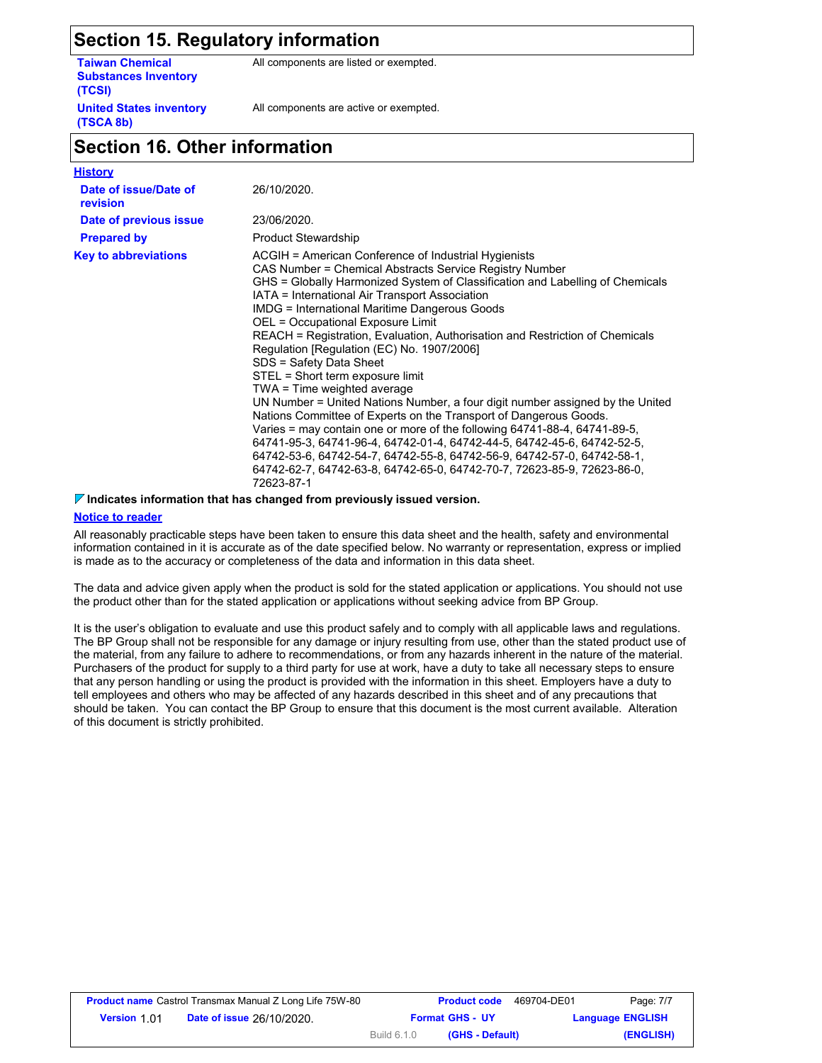## Section 15. Regulatory information

| | |
|---|---|
| **Taiwan Chemical Substances Inventory (TCSI)** | All components are listed or exempted. |
| **United States inventory (TSCA 8b)** | All components are active or exempted. |

## Section 16. Other information

**History**

| | |
|---|---|
| **Date of issue/Date of revision** | 26/10/2020. |
| **Date of previous issue** | 23/06/2020. |
| **Prepared by** | Product Stewardship |

**Key to abbreviations**

ACGIH = American Conference of Industrial Hygienists
CAS Number = Chemical Abstracts Service Registry Number
GHS = Globally Harmonized System of Classification and Labelling of Chemicals
IATA = International Air Transport Association
IMDG = International Maritime Dangerous Goods
OEL = Occupational Exposure Limit
REACH = Registration, Evaluation, Authorisation and Restriction of Chemicals Regulation [Regulation (EC) No. 1907/2006]
SDS = Safety Data Sheet
STEL = Short term exposure limit
TWA = Time weighted average
UN Number = United Nations Number, a four digit number assigned by the United Nations Committee of Experts on the Transport of Dangerous Goods.
Varies = may contain one or more of the following 64741-88-4, 64741-89-5, 64741-95-3, 64741-96-4, 64742-01-4, 64742-44-5, 64742-45-6, 64742-52-5, 64742-53-6, 64742-54-7, 64742-55-8, 64742-56-9, 64742-57-0, 64742-58-1, 64742-62-7, 64742-63-8, 64742-65-0, 64742-70-7, 72623-85-9, 72623-86-0, 72623-87-1

**Indicates information that has changed from previously issued version.**

**Notice to reader**

All reasonably practicable steps have been taken to ensure this data sheet and the health, safety and environmental information contained in it is accurate as of the date specified below. No warranty or representation, express or implied is made as to the accuracy or completeness of the data and information in this data sheet.

The data and advice given apply when the product is sold for the stated application or applications. You should not use the product other than for the stated application or applications without seeking advice from BP Group.

It is the user's obligation to evaluate and use this product safely and to comply with all applicable laws and regulations. The BP Group shall not be responsible for any damage or injury resulting from use, other than the stated product use of the material, from any failure to adhere to recommendations, or from any hazards inherent in the nature of the material. Purchasers of the product for supply to a third party for use at work, have a duty to take all necessary steps to ensure that any person handling or using the product is provided with the information in this sheet. Employers have a duty to tell employees and others who may be affected of any hazards described in this sheet and of any precautions that should be taken. You can contact the BP Group to ensure that this document is the most current available. Alteration of this document is strictly prohibited.